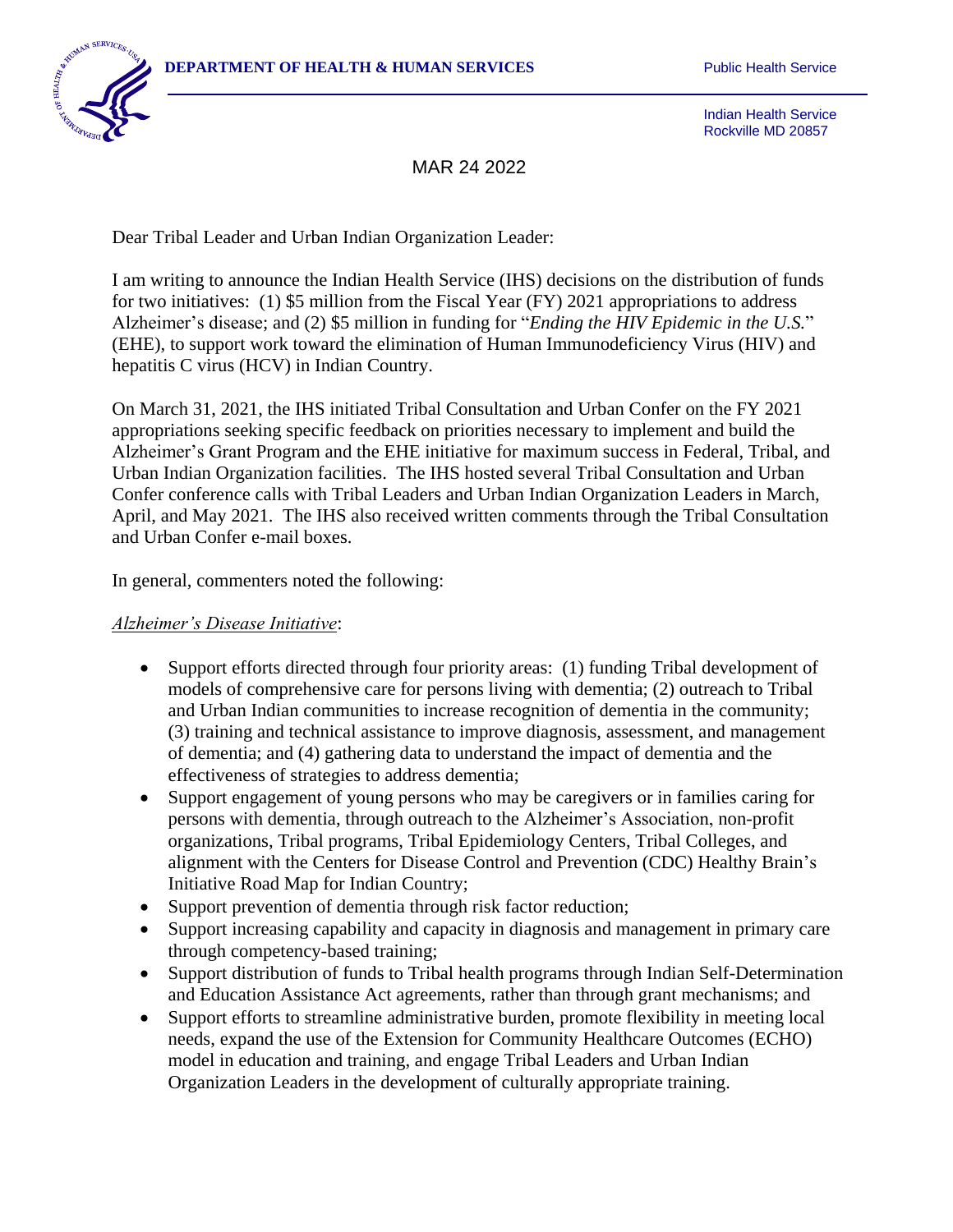DEPARTMENT OF HEALTH & HUMAN SERVICES

Public Health Service

Indian Health Service
Rockville MD 20857

MAR 24 2022

Dear Tribal Leader and Urban Indian Organization Leader:

I am writing to announce the Indian Health Service (IHS) decisions on the distribution of funds for two initiatives: (1) $5 million from the Fiscal Year (FY) 2021 appropriations to address Alzheimer's disease; and (2) $5 million in funding for "*Ending the HIV Epidemic in the U.S.*" (EHE), to support work toward the elimination of Human Immunodeficiency Virus (HIV) and hepatitis C virus (HCV) in Indian Country.

On March 31, 2021, the IHS initiated Tribal Consultation and Urban Confer on the FY 2021 appropriations seeking specific feedback on priorities necessary to implement and build the Alzheimer's Grant Program and the EHE initiative for maximum success in Federal, Tribal, and Urban Indian Organization facilities. The IHS hosted several Tribal Consultation and Urban Confer conference calls with Tribal Leaders and Urban Indian Organization Leaders in March, April, and May 2021. The IHS also received written comments through the Tribal Consultation and Urban Confer e-mail boxes.

In general, commenters noted the following:

*Alzheimer's Disease Initiative*:

- Support efforts directed through four priority areas: (1) funding Tribal development of models of comprehensive care for persons living with dementia; (2) outreach to Tribal and Urban Indian communities to increase recognition of dementia in the community; (3) training and technical assistance to improve diagnosis, assessment, and management of dementia; and (4) gathering data to understand the impact of dementia and the effectiveness of strategies to address dementia;
- Support engagement of young persons who may be caregivers or in families caring for persons with dementia, through outreach to the Alzheimer's Association, non-profit organizations, Tribal programs, Tribal Epidemiology Centers, Tribal Colleges, and alignment with the Centers for Disease Control and Prevention (CDC) Healthy Brain's Initiative Road Map for Indian Country;
- Support prevention of dementia through risk factor reduction;
- Support increasing capability and capacity in diagnosis and management in primary care through competency-based training;
- Support distribution of funds to Tribal health programs through Indian Self-Determination and Education Assistance Act agreements, rather than through grant mechanisms; and
- Support efforts to streamline administrative burden, promote flexibility in meeting local needs, expand the use of the Extension for Community Healthcare Outcomes (ECHO) model in education and training, and engage Tribal Leaders and Urban Indian Organization Leaders in the development of culturally appropriate training.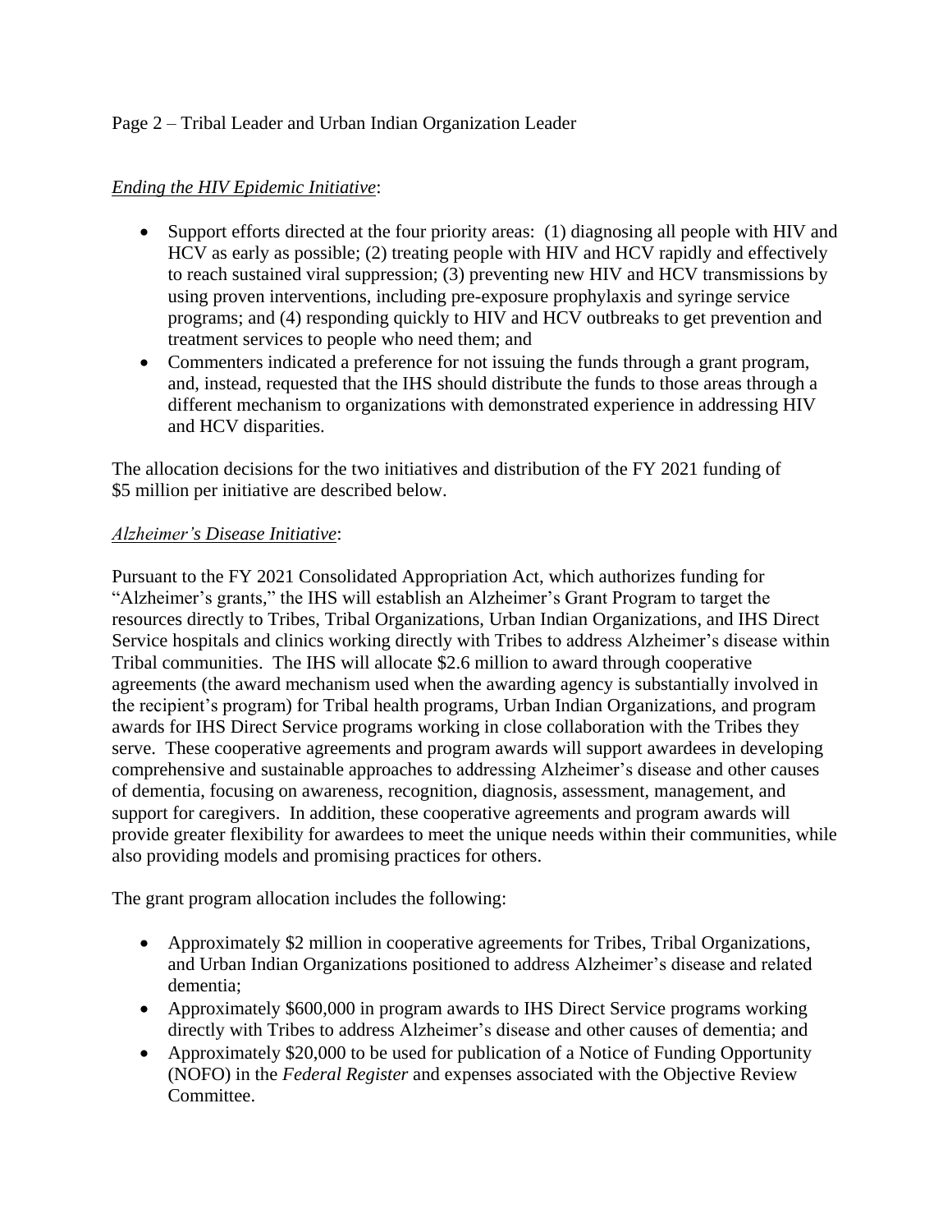*Ending the HIV Epidemic Initiative*:

- Support efforts directed at the four priority areas: (1) diagnosing all people with HIV and HCV as early as possible; (2) treating people with HIV and HCV rapidly and effectively to reach sustained viral suppression; (3) preventing new HIV and HCV transmissions by using proven interventions, including pre-exposure prophylaxis and syringe service programs; and (4) responding quickly to HIV and HCV outbreaks to get prevention and treatment services to people who need them; and
- Commenters indicated a preference for not issuing the funds through a grant program, and, instead, requested that the IHS should distribute the funds to those areas through a different mechanism to organizations with demonstrated experience in addressing HIV and HCV disparities.

The allocation decisions for the two initiatives and distribution of the FY 2021 funding of $5 million per initiative are described below.

*Alzheimer's Disease Initiative*:

Pursuant to the FY 2021 Consolidated Appropriation Act, which authorizes funding for "Alzheimer's grants," the IHS will establish an Alzheimer's Grant Program to target the resources directly to Tribes, Tribal Organizations, Urban Indian Organizations, and IHS Direct Service hospitals and clinics working directly with Tribes to address Alzheimer's disease within Tribal communities. The IHS will allocate $2.6 million to award through cooperative agreements (the award mechanism used when the awarding agency is substantially involved in the recipient's program) for Tribal health programs, Urban Indian Organizations, and program awards for IHS Direct Service programs working in close collaboration with the Tribes they serve. These cooperative agreements and program awards will support awardees in developing comprehensive and sustainable approaches to addressing Alzheimer's disease and other causes of dementia, focusing on awareness, recognition, diagnosis, assessment, management, and support for caregivers. In addition, these cooperative agreements and program awards will provide greater flexibility for awardees to meet the unique needs within their communities, while also providing models and promising practices for others.

The grant program allocation includes the following:

- Approximately $2 million in cooperative agreements for Tribes, Tribal Organizations, and Urban Indian Organizations positioned to address Alzheimer's disease and related dementia;
- Approximately $600,000 in program awards to IHS Direct Service programs working directly with Tribes to address Alzheimer's disease and other causes of dementia; and
- Approximately $20,000 to be used for publication of a Notice of Funding Opportunity (NOFO) in the *Federal Register* and expenses associated with the Objective Review Committee.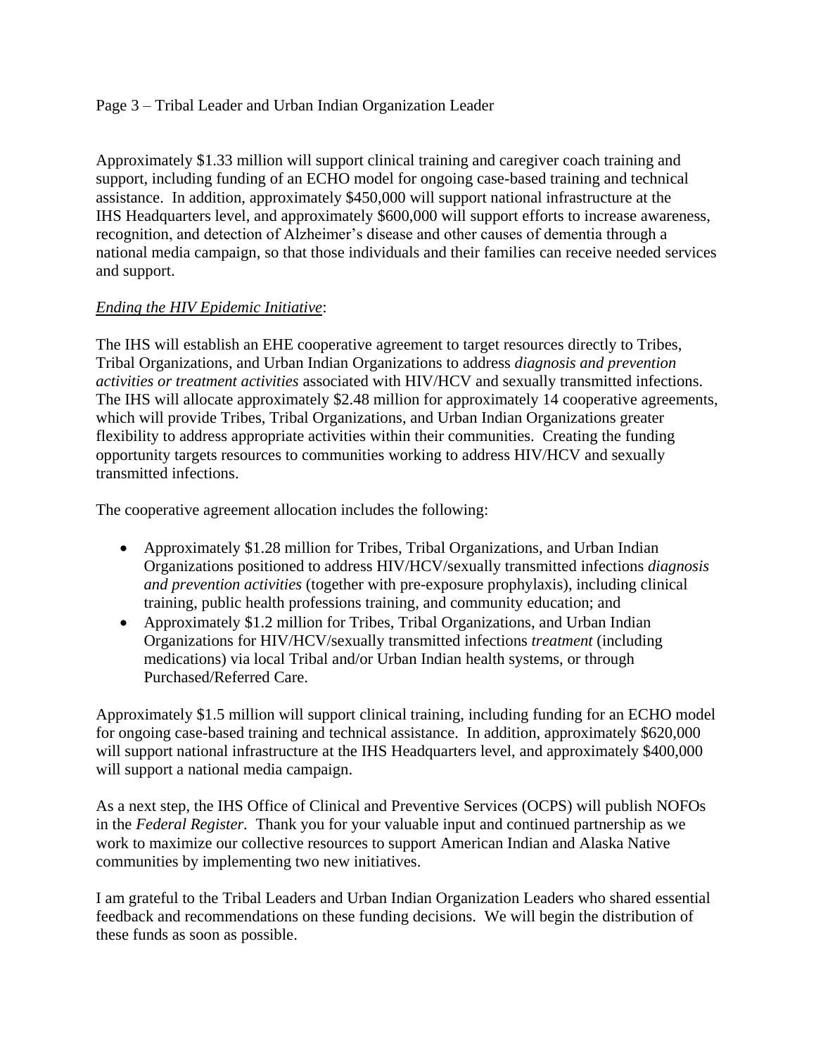Approximately $1.33 million will support clinical training and caregiver coach training and support, including funding of an ECHO model for ongoing case-based training and technical assistance. In addition, approximately $450,000 will support national infrastructure at the IHS Headquarters level, and approximately $600,000 will support efforts to increase awareness, recognition, and detection of Alzheimer's disease and other causes of dementia through a national media campaign, so that those individuals and their families can receive needed services and support.

<u>*Ending the HIV Epidemic Initiative*</u>:

The IHS will establish an EHE cooperative agreement to target resources directly to Tribes, Tribal Organizations, and Urban Indian Organizations to address *diagnosis and prevention activities or treatment activities* associated with HIV/HCV and sexually transmitted infections. The IHS will allocate approximately $2.48 million for approximately 14 cooperative agreements, which will provide Tribes, Tribal Organizations, and Urban Indian Organizations greater flexibility to address appropriate activities within their communities. Creating the funding opportunity targets resources to communities working to address HIV/HCV and sexually transmitted infections.

The cooperative agreement allocation includes the following:

- Approximately $1.28 million for Tribes, Tribal Organizations, and Urban Indian Organizations positioned to address HIV/HCV/sexually transmitted infections *diagnosis and prevention activities* (together with pre-exposure prophylaxis), including clinical training, public health professions training, and community education; and
- Approximately $1.2 million for Tribes, Tribal Organizations, and Urban Indian Organizations for HIV/HCV/sexually transmitted infections *treatment* (including medications) via local Tribal and/or Urban Indian health systems, or through Purchased/Referred Care.

Approximately $1.5 million will support clinical training, including funding for an ECHO model for ongoing case-based training and technical assistance. In addition, approximately $620,000 will support national infrastructure at the IHS Headquarters level, and approximately $400,000 will support a national media campaign.

As a next step, the IHS Office of Clinical and Preventive Services (OCPS) will publish NOFOs in the *Federal Register.* Thank you for your valuable input and continued partnership as we work to maximize our collective resources to support American Indian and Alaska Native communities by implementing two new initiatives.

I am grateful to the Tribal Leaders and Urban Indian Organization Leaders who shared essential feedback and recommendations on these funding decisions. We will begin the distribution of these funds as soon as possible.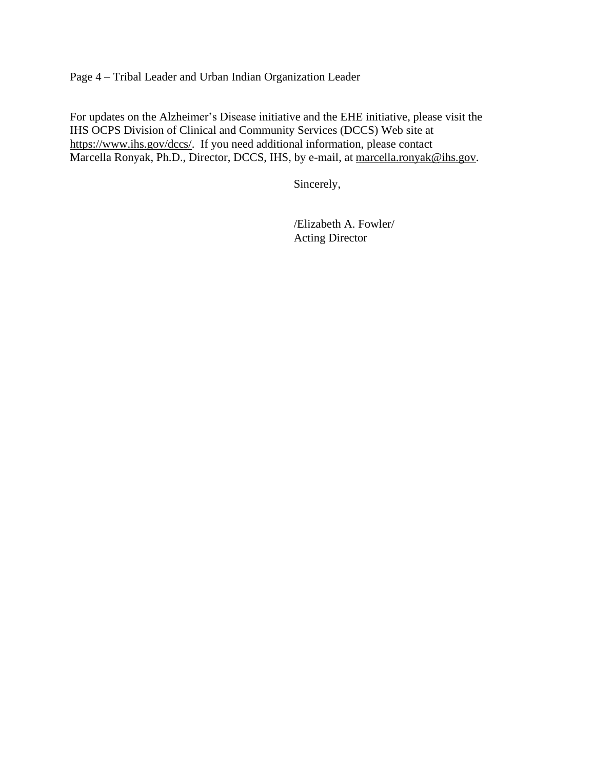For updates on the Alzheimer's Disease initiative and the EHE initiative, please visit the IHS OCPS Division of Clinical and Community Services (DCCS) Web site at https://www.ihs.gov/dccs/. If you need additional information, please contact Marcella Ronyak, Ph.D., Director, DCCS, IHS, by e-mail, at marcella.ronyak@ihs.gov.

Sincerely,

/Elizabeth A. Fowler/
Acting Director